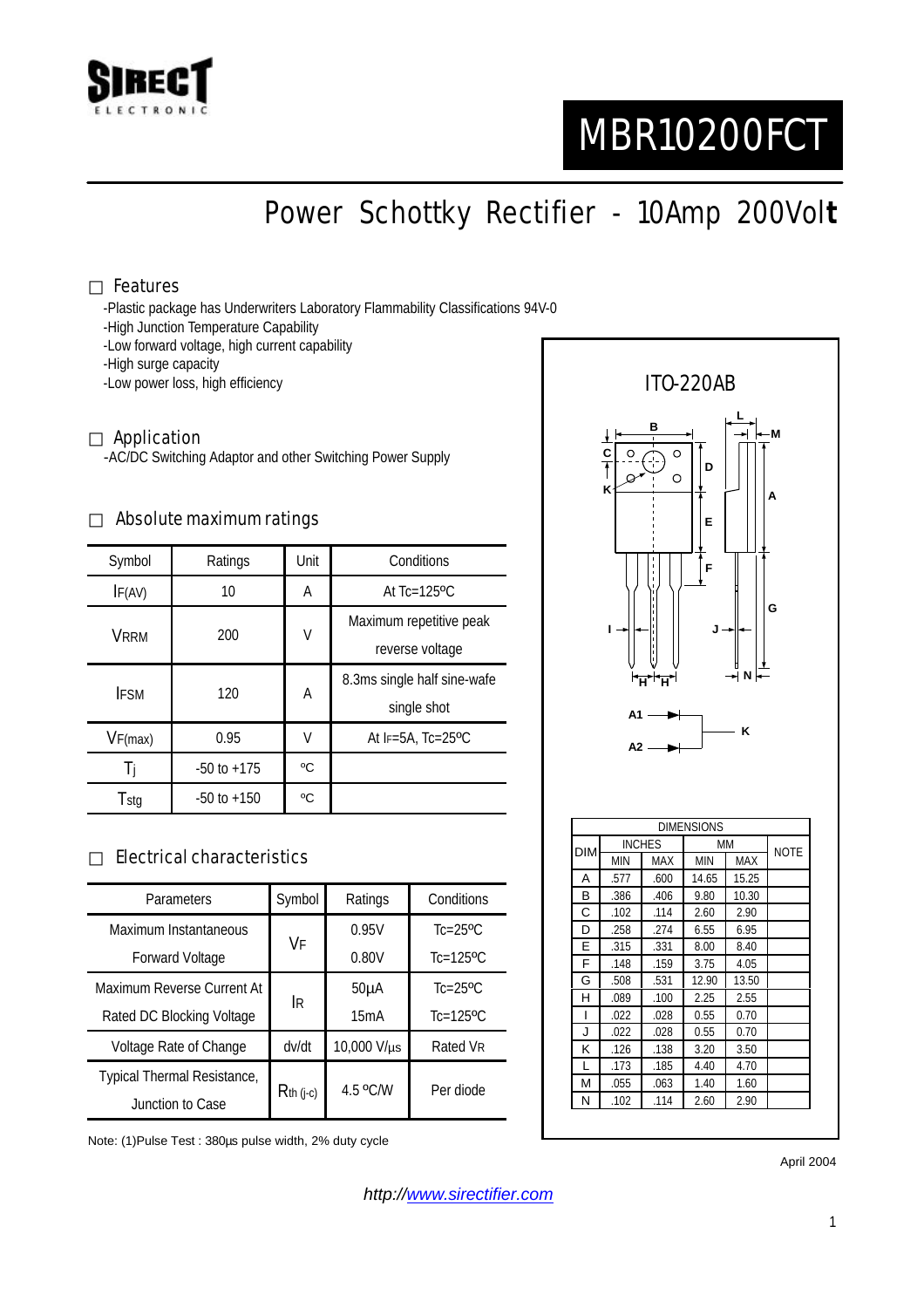# MBR10200FCT

## Power Schottky Rectifier - 10Amp 200Volt

### Features

- -Plastic package has Underwriters Laboratory Flammability Classifications 94V-0
- -High Junction Temperature Capability
- -Low forward voltage, high current capability
- -High surge capacity
- -Low power loss, high efficiency

### Application

-AC/DC Switching Adaptor and other Switching Power Supply

### Absolute maximum ratings

| Symbol | Ratings | Unit | Conditions |
|---|---|---|---|
| $I_{F(AV)}$ | 10 | A | At Tc=125ºC |
| $V_{RRM}$ | 200 | V | Maximum repetitive peak reverse voltage |
| $I_{FSM}$ | 120 | A | 8.3ms single half sine-wafe single shot |
| $V_{F(max)}$ | 0.95 | V | At $I_F$=5A, Tc=25ºC |
| $T_j$ | -50 to +175 | ºC | |
| $T_{stg}$ | -50 to +150 | ºC | |

### Electrical characteristics

| Parameters | Symbol | Ratings | Conditions |
|---|---|---|---|
| Maximum Instantaneous Forward Voltage | $V_F$ | 0.95V | Tc=25ºC |
| | | 0.80V | Tc=125ºC |
| Maximum Reverse Current At Rated DC Blocking Voltage | $I_R$ | 50µA | Tc=25ºC |
| | | 15mA | Tc=125ºC |
| Voltage Rate of Change | dv/dt | 10,000 V/µs | Rated $V_R$ |
| Typical Thermal Resistance, Junction to Case | $R_{th\,(j-c)}$ | 4.5 ºC/W | Per diode |

Note: (1)Pulse Test : 380µs pulse width, 2% duty cycle

### ITO-220AB

| DIM | INCHES | | MM | | NOTE |
|---|---|---|---|---|---|
| | MIN | MAX | MIN | MAX | |
| A | .577 | .600 | 14.65 | 15.25 | |
| B | .386 | .406 | 9.80 | 10.30 | |
| C | .102 | .114 | 2.60 | 2.90 | |
| D | .258 | .274 | 6.55 | 6.95 | |
| E | .315 | .331 | 8.00 | 8.40 | |
| F | .148 | .159 | 3.75 | 4.05 | |
| G | .508 | .531 | 12.90 | 13.50 | |
| H | .089 | .100 | 2.25 | 2.55 | |
| I | .022 | .028 | 0.55 | 0.70 | |
| J | .022 | .028 | 0.55 | 0.70 | |
| K | .126 | .138 | 3.20 | 3.50 | |
| L | .173 | .185 | 4.40 | 4.70 | |
| M | .055 | .063 | 1.40 | 1.60 | |
| N | .102 | .114 | 2.60 | 2.90 | |

April 2004

http://www.sirectifier.com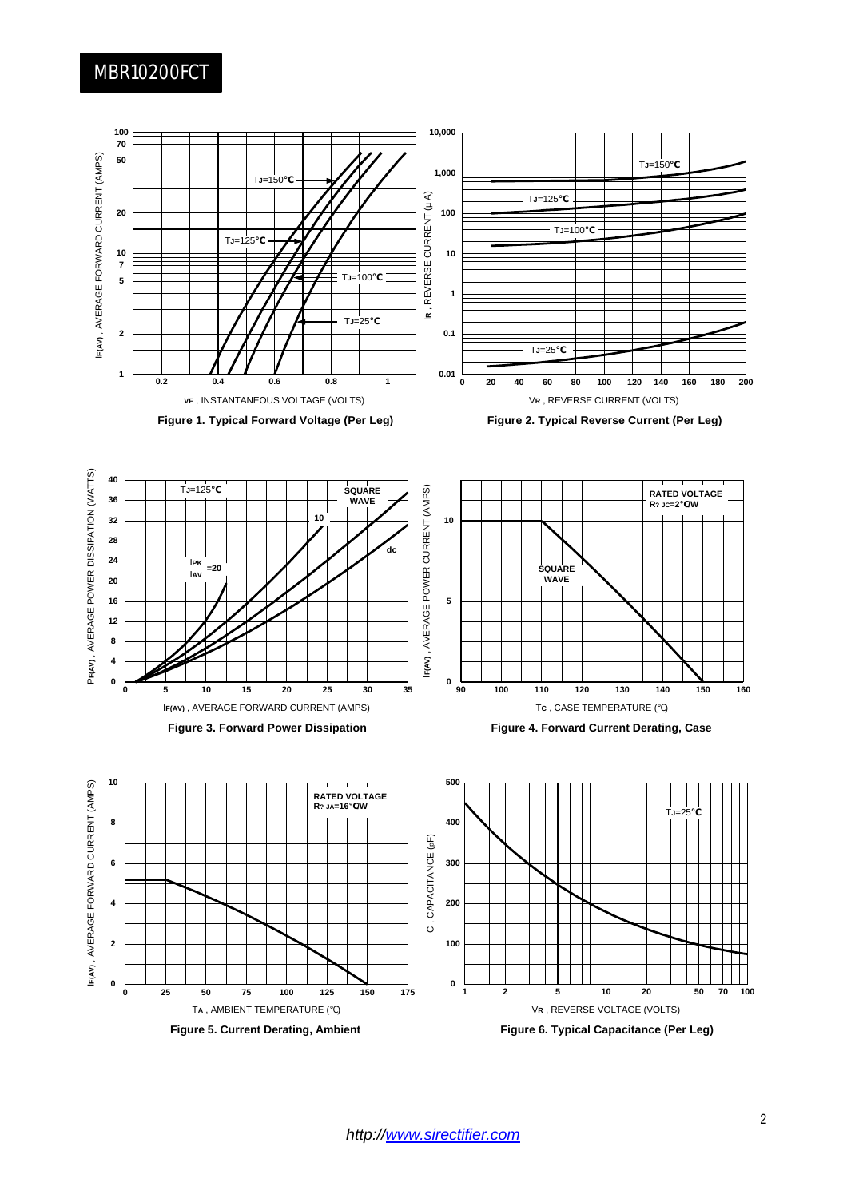MBR10200FCT

100
70
50
20
10
7
5
2
1

$I_{F(AV)}$, AVERAGE FORWARD CURRENT (AMPS)

0.2 0.4 0.6 0.8 1

$V_F$, INSTANTANEOUS VOLTAGE (VOLTS)

$T_J$=150°C
$T_J$=125°C
$T_J$=100°C
$T_J$=25°C

**Figure 1. Typical Forward Voltage (Per Leg)**

10,000
1,000
100
10
1
0.1
0.01

$I_R$, REVERSE CURRENT (μA)

0 20 40 60 80 100 120 140 160 180 200

$V_R$, REVERSE CURRENT (VOLTS)

$T_J$=150°C
$T_J$=125°C
$T_J$=100°C
$T_J$=25°C

**Figure 2. Typical Reverse Current (Per Leg)**

40
36
32
28
24
20
16
12
8
4
0

$P_{F(AV)}$, AVERAGE POWER DISSIPATION (WATTS)

0 5 10 15 20 25 30 35

$I_{F(AV)}$, AVERAGE FORWARD CURRENT (AMPS)

$T_J$=125°C
SQUARE WAVE
10
dc
$\frac{I_{PK}}{I_{AV}}$ =20

**Figure 3. Forward Power Dissipation**

10
5
0

$I_{F(AV)}$, AVERAGE POWER CURRENT (AMPS)

90 100 110 120 130 140 150 160

$T_C$, CASE TEMPERATURE (℃)

RATED VOLTAGE
$R_{?JC}$=2°C/W
SQUARE WAVE

**Figure 4. Forward Current Derating, Case**

10
8
6
4
2
0

$I_{F(AV)}$, AVERAGE FORWARD CURRENT (AMPS)

0 25 50 75 100 125 150 175

$T_A$, AMBIENT TEMPERATURE (℃)

RATED VOLTAGE
$R_{?JA}$=16°C/W

**Figure 5. Current Derating, Ambient**

500
400
300
200
100
0

C, CAPACITANCE (pF)

1 2 5 10 20 50 70 100

$V_R$, REVERSE VOLTAGE (VOLTS)

$T_J$=25°C

**Figure 6. Typical Capacitance (Per Leg)**

*http://www.sirectifier.com*